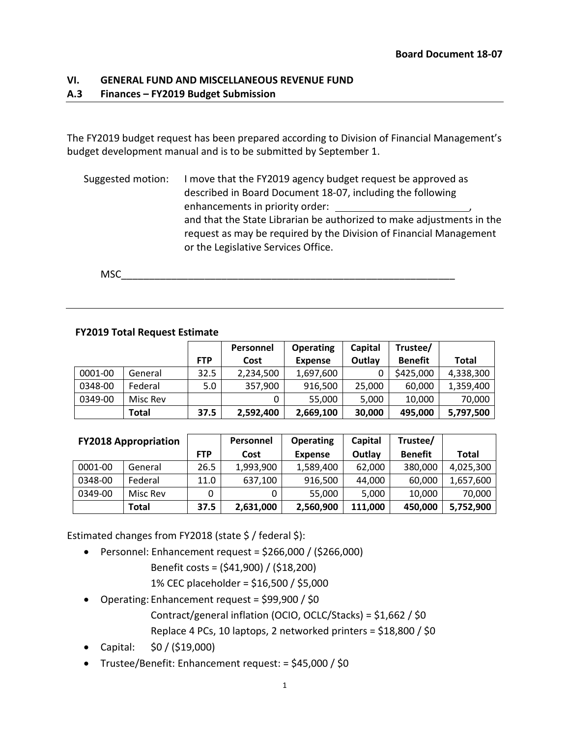**Board Document 18-07**

## VI. GENERAL FUND AND MISCELLANEOUS REVENUE FUND

### A.3 Finances – FY2019 Budget Submission

The FY2019 budget request has been prepared according to Division of Financial Management's budget development manual and is to be submitted by September 1.

Suggested motion: I move that the FY2019 agency budget request be approved as described in Board Document 18-07, including the following enhancements in priority order: \_\_\_\_\_\_\_\_\_\_\_\_\_\_\_\_\_\_\_\_\_\_\_\_, and that the State Librarian be authorized to make adjustments in the request as may be required by the Division of Financial Management or the Legislative Services Office.

MSC\_\_\_\_\_\_\_\_\_\_\_\_\_\_\_\_\_\_\_\_\_\_\_\_\_\_\_\_\_\_\_\_\_\_\_\_\_\_\_\_\_\_\_\_\_\_\_\_\_\_\_\_\_\_\_\_\_\_\_\_

---

**FY2019 Total Request Estimate**

| | | FTP | Personnel Cost | Operating Expense | Capital Outlay | Trustee/ Benefit | Total |
|---|---|---|---|---|---|---|---|
| 0001-00 | General | 32.5 | 2,234,500 | 1,697,600 | 0 | $425,000 | 4,338,300 |
| 0348-00 | Federal | 5.0 | 357,900 | 916,500 | 25,000 | 60,000 | 1,359,400 |
| 0349-00 | Misc Rev | | 0 | 55,000 | 5,000 | 10,000 | 70,000 |
| | **Total** | **37.5** | **2,592,400** | **2,669,100** | **30,000** | **495,000** | **5,797,500** |

| **FY2018 Appropriation** | | FTP | Personnel Cost | Operating Expense | Capital Outlay | Trustee/ Benefit | Total |
|---|---|---|---|---|---|---|---|
| 0001-00 | General | 26.5 | 1,993,900 | 1,589,400 | 62,000 | 380,000 | 4,025,300 |
| 0348-00 | Federal | 11.0 | 637,100 | 916,500 | 44,000 | 60,000 | 1,657,600 |
| 0349-00 | Misc Rev | 0 | 0 | 55,000 | 5,000 | 10,000 | 70,000 |
| | **Total** | **37.5** | **2,631,000** | **2,560,900** | **111,000** | **450,000** | **5,752,900** |

Estimated changes from FY2018 (state $ / federal $):

- Personnel: Enhancement request = $266,000 / ($266,000)
  Benefit costs = ($41,900) / ($18,200)
  1% CEC placeholder = $16,500 / $5,000
- Operating: Enhancement request = $99,900 / $0
  Contract/general inflation (OCIO, OCLC/Stacks) = $1,662 / $0
  Replace 4 PCs, 10 laptops, 2 networked printers = $18,800 / $0
- Capital: $0 / ($19,000)
- Trustee/Benefit: Enhancement request: = $45,000 / $0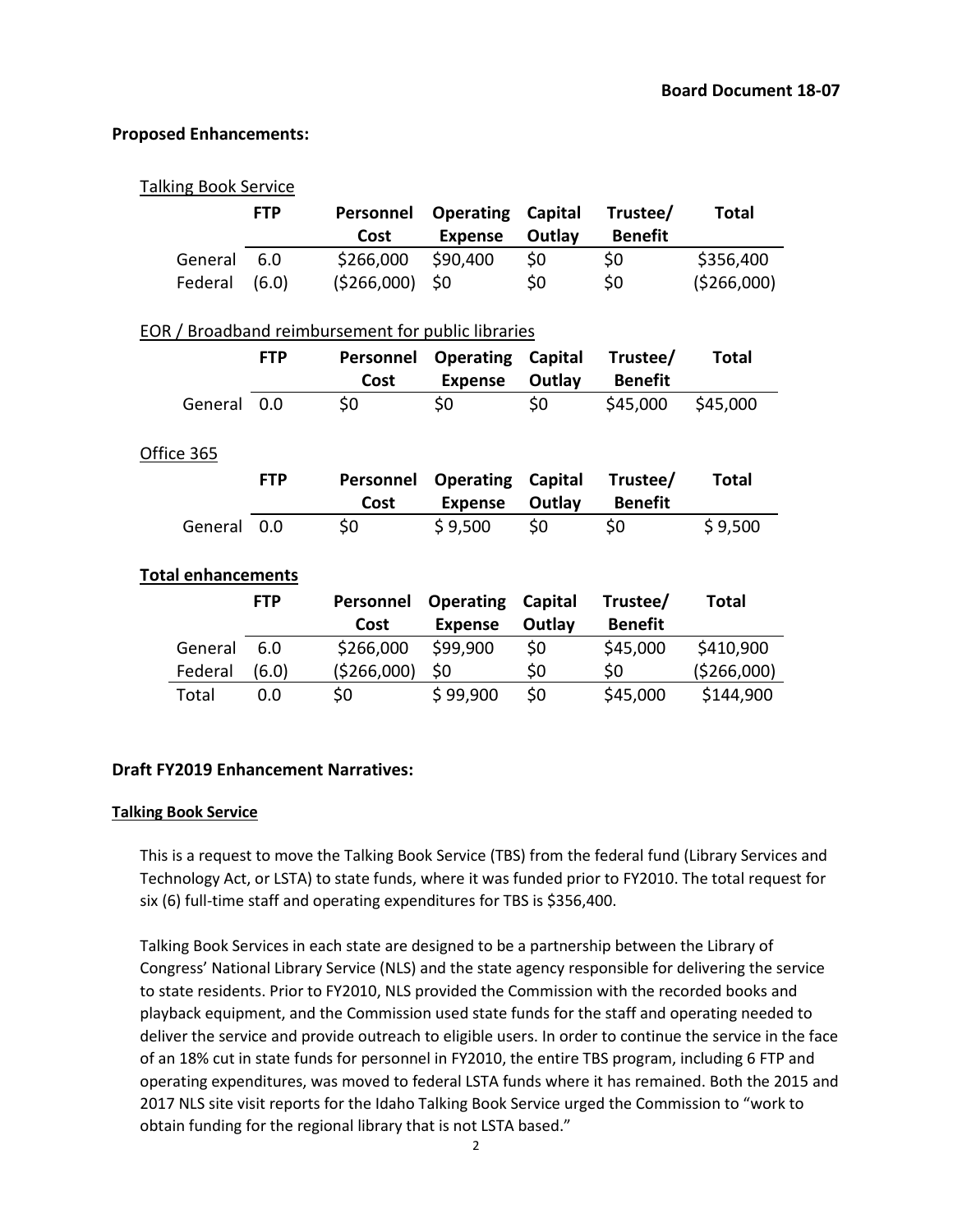**Board Document 18-07**

**Proposed Enhancements:**

Talking Book Service

| | FTP | Personnel Cost | Operating Expense | Capital Outlay | Trustee/ Benefit | Total |
|---|---|---|---|---|---|---|
| General | 6.0 | $266,000 | $90,400 | $0 | $0 | $356,400 |
| Federal | (6.0) | ($266,000) | $0 | $0 | $0 | ($266,000) |

EOR / Broadband reimbursement for public libraries

| | FTP | Personnel Cost | Operating Expense | Capital Outlay | Trustee/ Benefit | Total |
|---|---|---|---|---|---|---|
| General | 0.0 | $0 | $0 | $0 | $45,000 | $45,000 |

Office 365

| | FTP | Personnel Cost | Operating Expense | Capital Outlay | Trustee/ Benefit | Total |
|---|---|---|---|---|---|---|
| General | 0.0 | $0 | $ 9,500 | $0 | $0 | $ 9,500 |

**Total enhancements**

| | FTP | Personnel Cost | Operating Expense | Capital Outlay | Trustee/ Benefit | Total |
|---|---|---|---|---|---|---|
| General | 6.0 | $266,000 | $99,900 | $0 | $45,000 | $410,900 |
| Federal | (6.0) | ($266,000) | $0 | $0 | $0 | ($266,000) |
| Total | 0.0 | $0 | $ 99,900 | $0 | $45,000 | $144,900 |

## Draft FY2019 Enhancement Narratives:

**Talking Book Service**

This is a request to move the Talking Book Service (TBS) from the federal fund (Library Services and Technology Act, or LSTA) to state funds, where it was funded prior to FY2010. The total request for six (6) full-time staff and operating expenditures for TBS is $356,400.

Talking Book Services in each state are designed to be a partnership between the Library of Congress' National Library Service (NLS) and the state agency responsible for delivering the service to state residents. Prior to FY2010, NLS provided the Commission with the recorded books and playback equipment, and the Commission used state funds for the staff and operating needed to deliver the service and provide outreach to eligible users. In order to continue the service in the face of an 18% cut in state funds for personnel in FY2010, the entire TBS program, including 6 FTP and operating expenditures, was moved to federal LSTA funds where it has remained. Both the 2015 and 2017 NLS site visit reports for the Idaho Talking Book Service urged the Commission to "work to obtain funding for the regional library that is not LSTA based."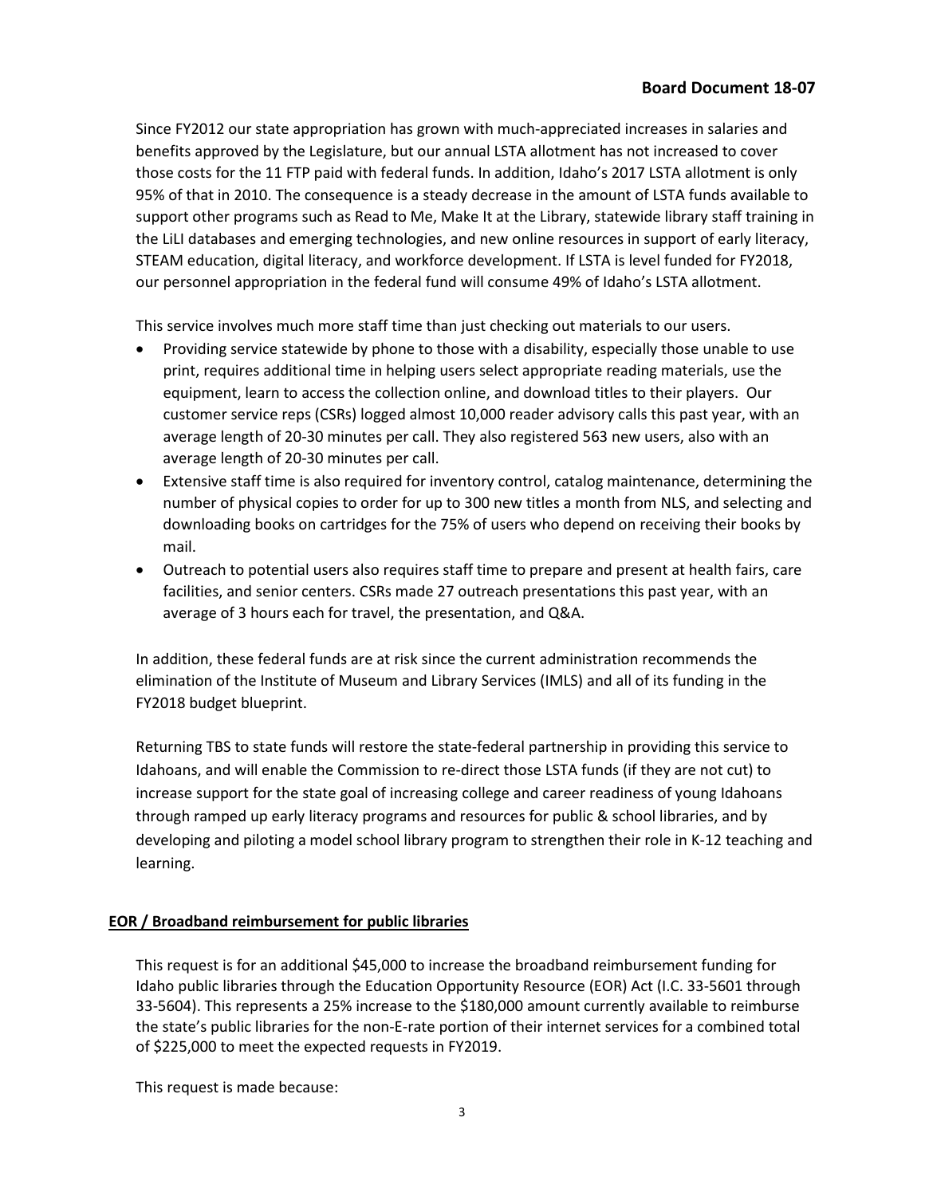Since FY2012 our state appropriation has grown with much-appreciated increases in salaries and benefits approved by the Legislature, but our annual LSTA allotment has not increased to cover those costs for the 11 FTP paid with federal funds. In addition, Idaho's 2017 LSTA allotment is only 95% of that in 2010. The consequence is a steady decrease in the amount of LSTA funds available to support other programs such as Read to Me, Make It at the Library, statewide library staff training in the LiLI databases and emerging technologies, and new online resources in support of early literacy, STEAM education, digital literacy, and workforce development. If LSTA is level funded for FY2018, our personnel appropriation in the federal fund will consume 49% of Idaho's LSTA allotment.

This service involves much more staff time than just checking out materials to our users.

- Providing service statewide by phone to those with a disability, especially those unable to use print, requires additional time in helping users select appropriate reading materials, use the equipment, learn to access the collection online, and download titles to their players. Our customer service reps (CSRs) logged almost 10,000 reader advisory calls this past year, with an average length of 20-30 minutes per call. They also registered 563 new users, also with an average length of 20-30 minutes per call.
- Extensive staff time is also required for inventory control, catalog maintenance, determining the number of physical copies to order for up to 300 new titles a month from NLS, and selecting and downloading books on cartridges for the 75% of users who depend on receiving their books by mail.
- Outreach to potential users also requires staff time to prepare and present at health fairs, care facilities, and senior centers. CSRs made 27 outreach presentations this past year, with an average of 3 hours each for travel, the presentation, and Q&A.

In addition, these federal funds are at risk since the current administration recommends the elimination of the Institute of Museum and Library Services (IMLS) and all of its funding in the FY2018 budget blueprint.

Returning TBS to state funds will restore the state-federal partnership in providing this service to Idahoans, and will enable the Commission to re-direct those LSTA funds (if they are not cut) to increase support for the state goal of increasing college and career readiness of young Idahoans through ramped up early literacy programs and resources for public & school libraries, and by developing and piloting a model school library program to strengthen their role in K-12 teaching and learning.

**EOR / Broadband reimbursement for public libraries**

This request is for an additional $45,000 to increase the broadband reimbursement funding for Idaho public libraries through the Education Opportunity Resource (EOR) Act (I.C. 33-5601 through 33-5604). This represents a 25% increase to the $180,000 amount currently available to reimburse the state's public libraries for the non-E-rate portion of their internet services for a combined total of $225,000 to meet the expected requests in FY2019.

This request is made because: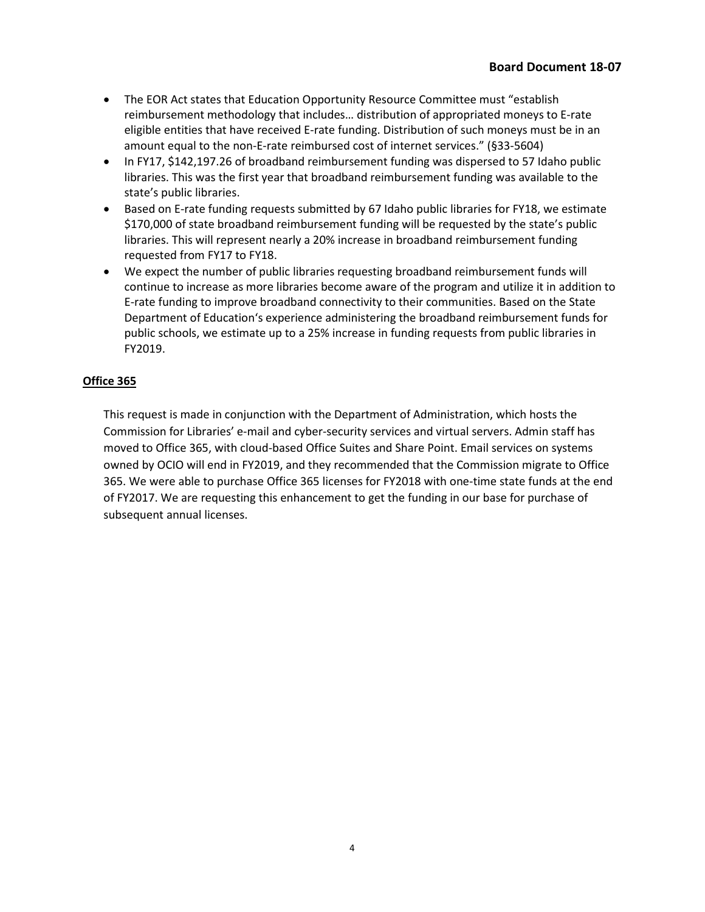- The EOR Act states that Education Opportunity Resource Committee must "establish reimbursement methodology that includes… distribution of appropriated moneys to E-rate eligible entities that have received E-rate funding. Distribution of such moneys must be in an amount equal to the non-E-rate reimbursed cost of internet services." (§33-5604)
- In FY17, $142,197.26 of broadband reimbursement funding was dispersed to 57 Idaho public libraries. This was the first year that broadband reimbursement funding was available to the state's public libraries.
- Based on E-rate funding requests submitted by 67 Idaho public libraries for FY18, we estimate $170,000 of state broadband reimbursement funding will be requested by the state's public libraries. This will represent nearly a 20% increase in broadband reimbursement funding requested from FY17 to FY18.
- We expect the number of public libraries requesting broadband reimbursement funds will continue to increase as more libraries become aware of the program and utilize it in addition to E-rate funding to improve broadband connectivity to their communities. Based on the State Department of Education's experience administering the broadband reimbursement funds for public schools, we estimate up to a 25% increase in funding requests from public libraries in FY2019.

**Office 365**

This request is made in conjunction with the Department of Administration, which hosts the Commission for Libraries' e-mail and cyber-security services and virtual servers. Admin staff has moved to Office 365, with cloud-based Office Suites and Share Point. Email services on systems owned by OCIO will end in FY2019, and they recommended that the Commission migrate to Office 365. We were able to purchase Office 365 licenses for FY2018 with one-time state funds at the end of FY2017. We are requesting this enhancement to get the funding in our base for purchase of subsequent annual licenses.